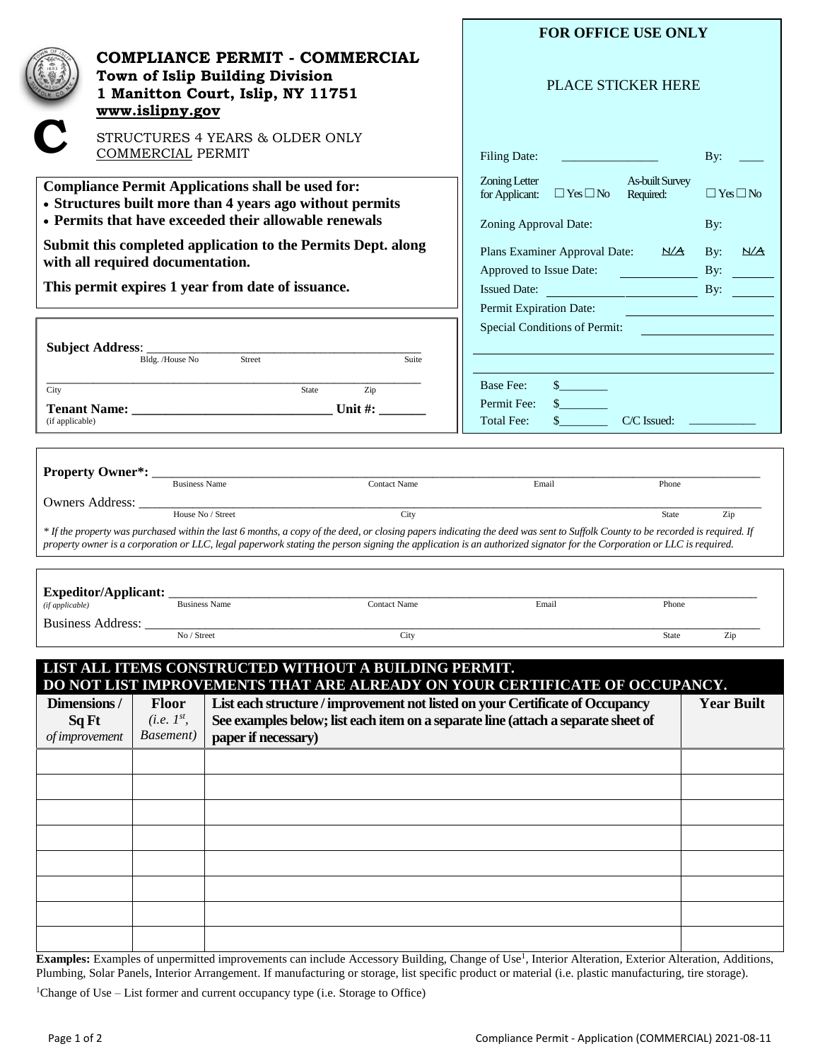# COMPLIANCE PERMIT - COMMERCIAL

**Town of Islip Building Division**
**1 Manitton Court, Islip, NY 11751**
**www.islipny.gov**

**C**

STRUCTURES 4 YEARS & OLDER ONLY
COMMERCIAL PERMIT

**Compliance Permit Applications shall be used for:**

- **Structures built more than 4 years ago without permits**
- **Permits that have exceeded their allowable renewals**

**Submit this completed application to the Permits Dept. along with all required documentation.**

**This permit expires 1 year from date of issuance.**

**FOR OFFICE USE ONLY**

PLACE STICKER HERE

Filing Date: ________________ By: ____

Zoning Letter for Applicant: ☐ Yes ☐ No As-built Survey Required: ☐ Yes ☐ No

Zoning Approval Date: By:

Plans Examiner Approval Date: N/A By: N/A

Approved to Issue Date: ____________ By: _______

Issued Date: ____________ By: _______

Permit Expiration Date: ____________

Special Conditions of Permit: ____________

Base Fee: $________

Permit Fee: $________

Total Fee: $________ C/C Issued: ___________

**Subject Address**: ________________________________________
Bldg. /House No Street Suite

________________________________________
City State Zip

**Tenant Name: ______________________________ Unit #: _______**
(if applicable)

**Property Owner*:** ________________________________________
Business Name Contact Name Email Phone

Owners Address: ________________________________________
House No / Street City State Zip

*\* If the property was purchased within the last 6 months, a copy of the deed, or closing papers indicating the deed was sent to Suffolk County to be recorded is required. If property owner is a corporation or LLC, legal paperwork stating the person signing the application is an authorized signator for the Corporation or LLC is required.*

**Expeditor/Applicant:** ________________________________________
*(if applicable)* Business Name Contact Name Email Phone

Business Address: ________________________________________
No / Street City State Zip

## LIST ALL ITEMS CONSTRUCTED WITHOUT A BUILDING PERMIT. DO NOT LIST IMPROVEMENTS THAT ARE ALREADY ON YOUR CERTIFICATE OF OCCUPANCY.

| Dimensions / Sq Ft *of improvement* | Floor *(i.e. 1st, Basement)* | List each structure / improvement not listed on your Certificate of Occupancy See examples below; list each item on a separate line (attach a separate sheet of paper if necessary) | Year Built |
|---|---|---|---|
| | | | |
| | | | |
| | | | |
| | | | |
| | | | |
| | | | |
| | | | |
| | | | |

**Examples:** Examples of unpermitted improvements can include Accessory Building, Change of Use[1], Interior Alteration, Exterior Alteration, Additions, Plumbing, Solar Panels, Interior Arrangement. If manufacturing or storage, list specific product or material (i.e. plastic manufacturing, tire storage).

[1]Change of Use – List former and current occupancy type (i.e. Storage to Office)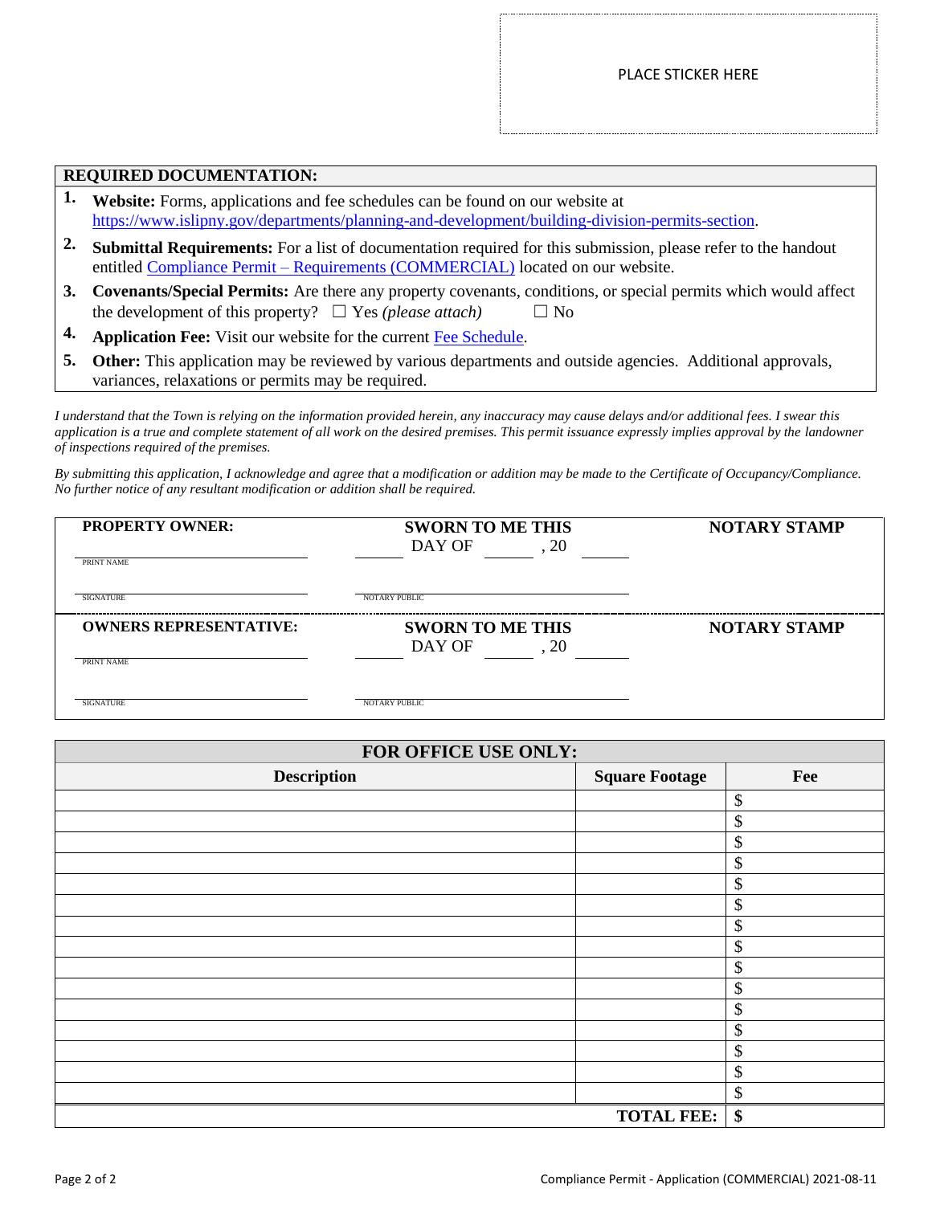PLACE STICKER HERE

| REQUIRED DOCUMENTATION: |
|---|
| **1. Website:** Forms, applications and fee schedules can be found on our website at https://www.islipny.gov/departments/planning-and-development/building-division-permits-section. |
| **2. Submittal Requirements:** For a list of documentation required for this submission, please refer to the handout entitled Compliance Permit – Requirements (COMMERCIAL) located on our website. |
| **3. Covenants/Special Permits:** Are there any property covenants, conditions, or special permits which would affect the development of this property? ☐ Yes *(please attach)* ☐ No |
| **4. Application Fee:** Visit our website for the current Fee Schedule. |
| **5. Other:** This application may be reviewed by various departments and outside agencies. Additional approvals, variances, relaxations or permits may be required. |

*I understand that the Town is relying on the information provided herein, any inaccuracy may cause delays and/or additional fees. I swear this application is a true and complete statement of all work on the desired premises. This permit issuance expressly implies approval by the landowner of inspections required of the premises.*

*By submitting this application, I acknowledge and agree that a modification or addition may be made to the Certificate of Occupancy/Compliance. No further notice of any resultant modification or addition shall be required.*

| | | |
|---|---|---|
| **PROPERTY OWNER:** | **SWORN TO ME THIS** ______ DAY OF ______ , 20 ______ | **NOTARY STAMP** |
| PRINT NAME | | |
| SIGNATURE | NOTARY PUBLIC | |
| **OWNERS REPRESENTATIVE:** | **SWORN TO ME THIS** ______ DAY OF ______ , 20 ______ | **NOTARY STAMP** |
| PRINT NAME | | |
| SIGNATURE | NOTARY PUBLIC | |

**FOR OFFICE USE ONLY:**

| Description | Square Footage | Fee |
|---|---|---|
| | | $ |
| | | $ |
| | | $ |
| | | $ |
| | | $ |
| | | $ |
| | | $ |
| | | $ |
| | | $ |
| | | $ |
| | | $ |
| | | $ |
| | | $ |
| | | $ |
| | | $ |
| | **TOTAL FEE:** | **$** |

Compliance Permit - Application (COMMERCIAL) 2021-08-11